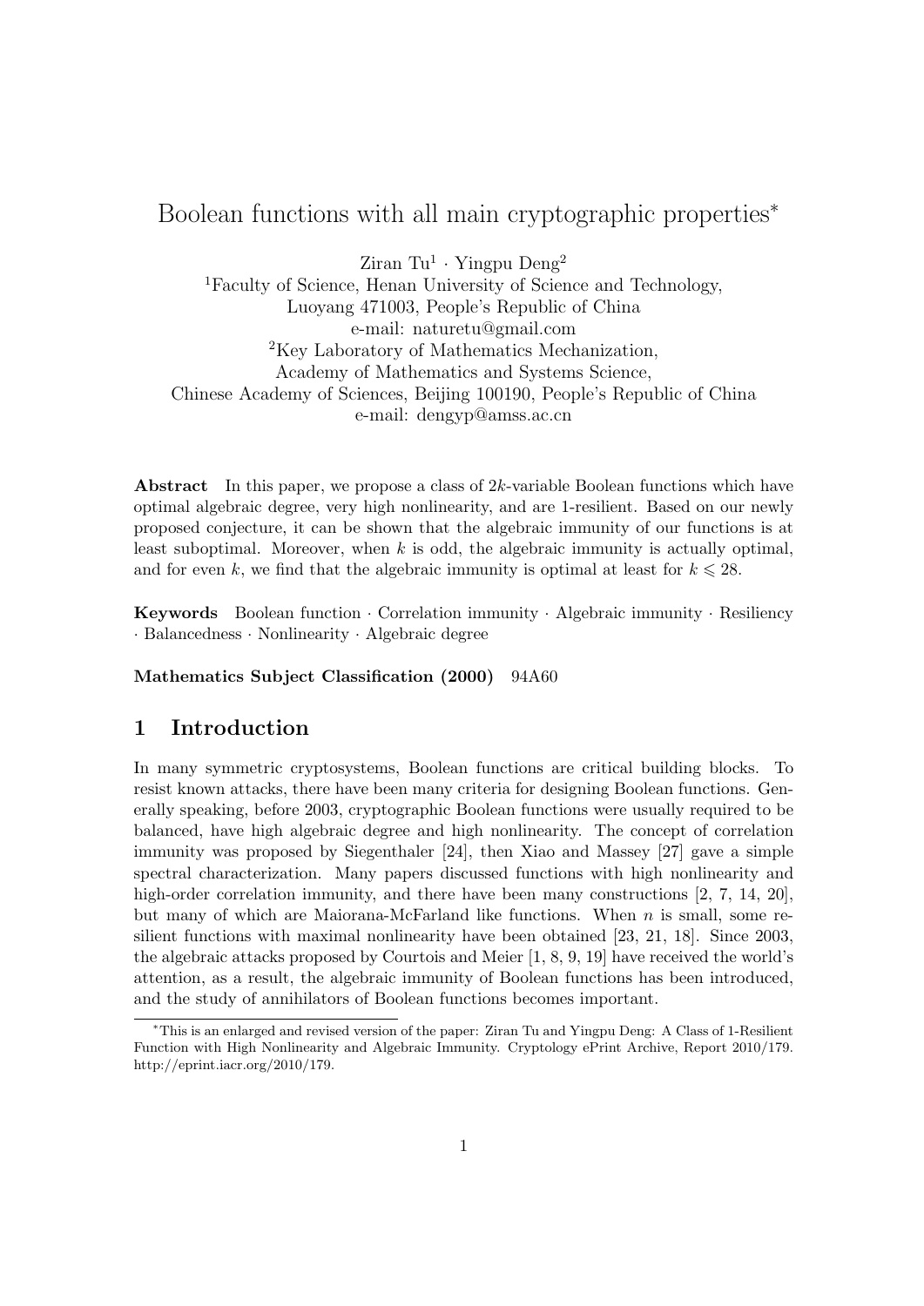# Boolean functions with all main cryptographic properties*

Ziran Tu[1] · Yingpu Deng[2]

[1]Faculty of Science, Henan University of Science and Technology,
Luoyang 471003, People's Republic of China
e-mail: naturetu@gmail.com

[2]Key Laboratory of Mathematics Mechanization,
Academy of Mathematics and Systems Science,
Chinese Academy of Sciences, Beijing 100190, People's Republic of China
e-mail: dengyp@amss.ac.cn

**Abstract** In this paper, we propose a class of $2k$-variable Boolean functions which have optimal algebraic degree, very high nonlinearity, and are 1-resilient. Based on our newly proposed conjecture, it can be shown that the algebraic immunity of our functions is at least suboptimal. Moreover, when $k$ is odd, the algebraic immunity is actually optimal, and for even $k$, we find that the algebraic immunity is optimal at least for $k \leqslant 28$.

**Keywords** Boolean function · Correlation immunity · Algebraic immunity · Resiliency · Balancedness · Nonlinearity · Algebraic degree

**Mathematics Subject Classification (2000)** 94A60

## 1 Introduction

In many symmetric cryptosystems, Boolean functions are critical building blocks. To resist known attacks, there have been many criteria for designing Boolean functions. Generally speaking, before 2003, cryptographic Boolean functions were usually required to be balanced, have high algebraic degree and high nonlinearity. The concept of correlation immunity was proposed by Siegenthaler [24], then Xiao and Massey [27] gave a simple spectral characterization. Many papers discussed functions with high nonlinearity and high-order correlation immunity, and there have been many constructions [2, 7, 14, 20], but many of which are Maiorana-McFarland like functions. When $n$ is small, some resilient functions with maximal nonlinearity have been obtained [23, 21, 18]. Since 2003, the algebraic attacks proposed by Courtois and Meier [1, 8, 9, 19] have received the world's attention, as a result, the algebraic immunity of Boolean functions has been introduced, and the study of annihilators of Boolean functions becomes important.

*This is an enlarged and revised version of the paper: Ziran Tu and Yingpu Deng: A Class of 1-Resilient Function with High Nonlinearity and Algebraic Immunity. Cryptology ePrint Archive, Report 2010/179. http://eprint.iacr.org/2010/179.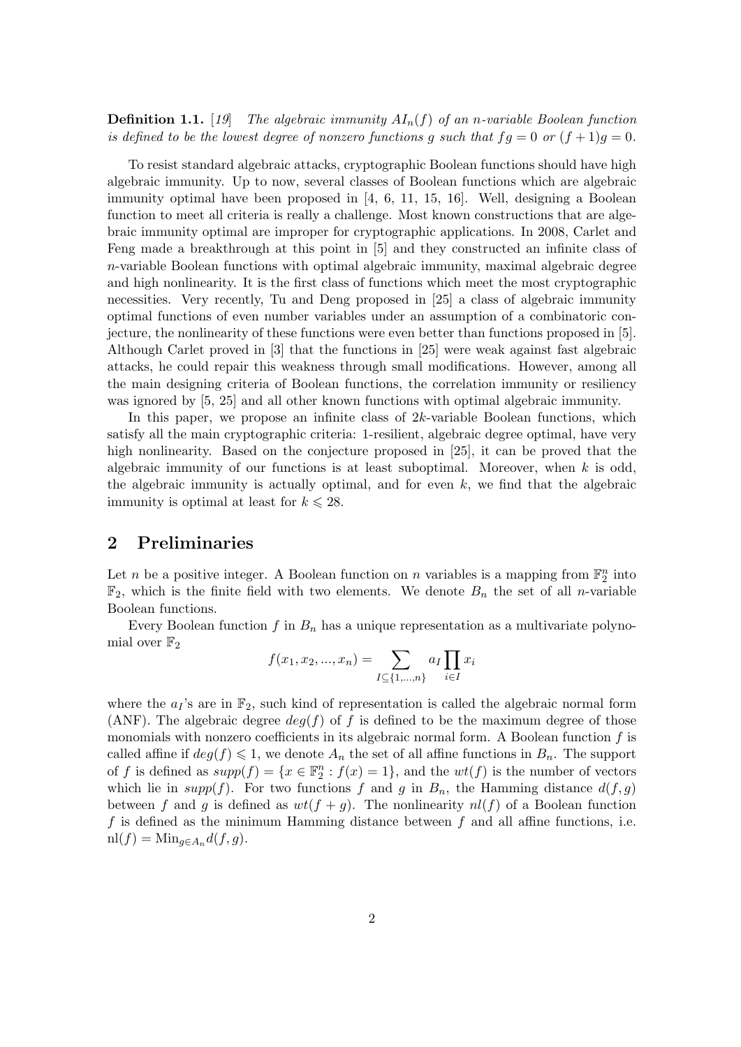**Definition 1.1.** [19] *The algebraic immunity $AI_n(f)$ of an $n$-variable Boolean function is defined to be the lowest degree of nonzero functions $g$ such that $fg = 0$ or $(f + 1)g = 0$.*

To resist standard algebraic attacks, cryptographic Boolean functions should have high algebraic immunity. Up to now, several classes of Boolean functions which are algebraic immunity optimal have been proposed in [4, 6, 11, 15, 16]. Well, designing a Boolean function to meet all criteria is really a challenge. Most known constructions that are algebraic immunity optimal are improper for cryptographic applications. In 2008, Carlet and Feng made a breakthrough at this point in [5] and they constructed an infinite class of $n$-variable Boolean functions with optimal algebraic immunity, maximal algebraic degree and high nonlinearity. It is the first class of functions which meet the most cryptographic necessities. Very recently, Tu and Deng proposed in [25] a class of algebraic immunity optimal functions of even number variables under an assumption of a combinatoric conjecture, the nonlinearity of these functions were even better than functions proposed in [5]. Although Carlet proved in [3] that the functions in [25] were weak against fast algebraic attacks, he could repair this weakness through small modifications. However, among all the main designing criteria of Boolean functions, the correlation immunity or resiliency was ignored by [5, 25] and all other known functions with optimal algebraic immunity.

In this paper, we propose an infinite class of $2k$-variable Boolean functions, which satisfy all the main cryptographic criteria: 1-resilient, algebraic degree optimal, have very high nonlinearity. Based on the conjecture proposed in [25], it can be proved that the algebraic immunity of our functions is at least suboptimal. Moreover, when $k$ is odd, the algebraic immunity is actually optimal, and for even $k$, we find that the algebraic immunity is optimal at least for $k \leqslant 28$.

## 2 Preliminaries

Let $n$ be a positive integer. A Boolean function on $n$ variables is a mapping from $\mathbb{F}_2^n$ into $\mathbb{F}_2$, which is the finite field with two elements. We denote $B_n$ the set of all $n$-variable Boolean functions.

Every Boolean function $f$ in $B_n$ has a unique representation as a multivariate polynomial over $\mathbb{F}_2$

$$f(x_1, x_2, ..., x_n) = \sum_{I \subseteq \{1,...,n\}} a_I \prod_{i \in I} x_i$$

where the $a_I$'s are in $\mathbb{F}_2$, such kind of representation is called the algebraic normal form (ANF). The algebraic degree $deg(f)$ of $f$ is defined to be the maximum degree of those monomials with nonzero coefficients in its algebraic normal form. A Boolean function $f$ is called affine if $deg(f) \leqslant 1$, we denote $A_n$ the set of all affine functions in $B_n$. The support of $f$ is defined as $supp(f) = \{x \in \mathbb{F}_2^n : f(x) = 1\}$, and the $wt(f)$ is the number of vectors which lie in $supp(f)$. For two functions $f$ and $g$ in $B_n$, the Hamming distance $d(f, g)$ between $f$ and $g$ is defined as $wt(f + g)$. The nonlinearity $nl(f)$ of a Boolean function $f$ is defined as the minimum Hamming distance between $f$ and all affine functions, i.e. $\mathrm{nl}(f) = \mathrm{Min}_{g \in A_n} d(f, g)$.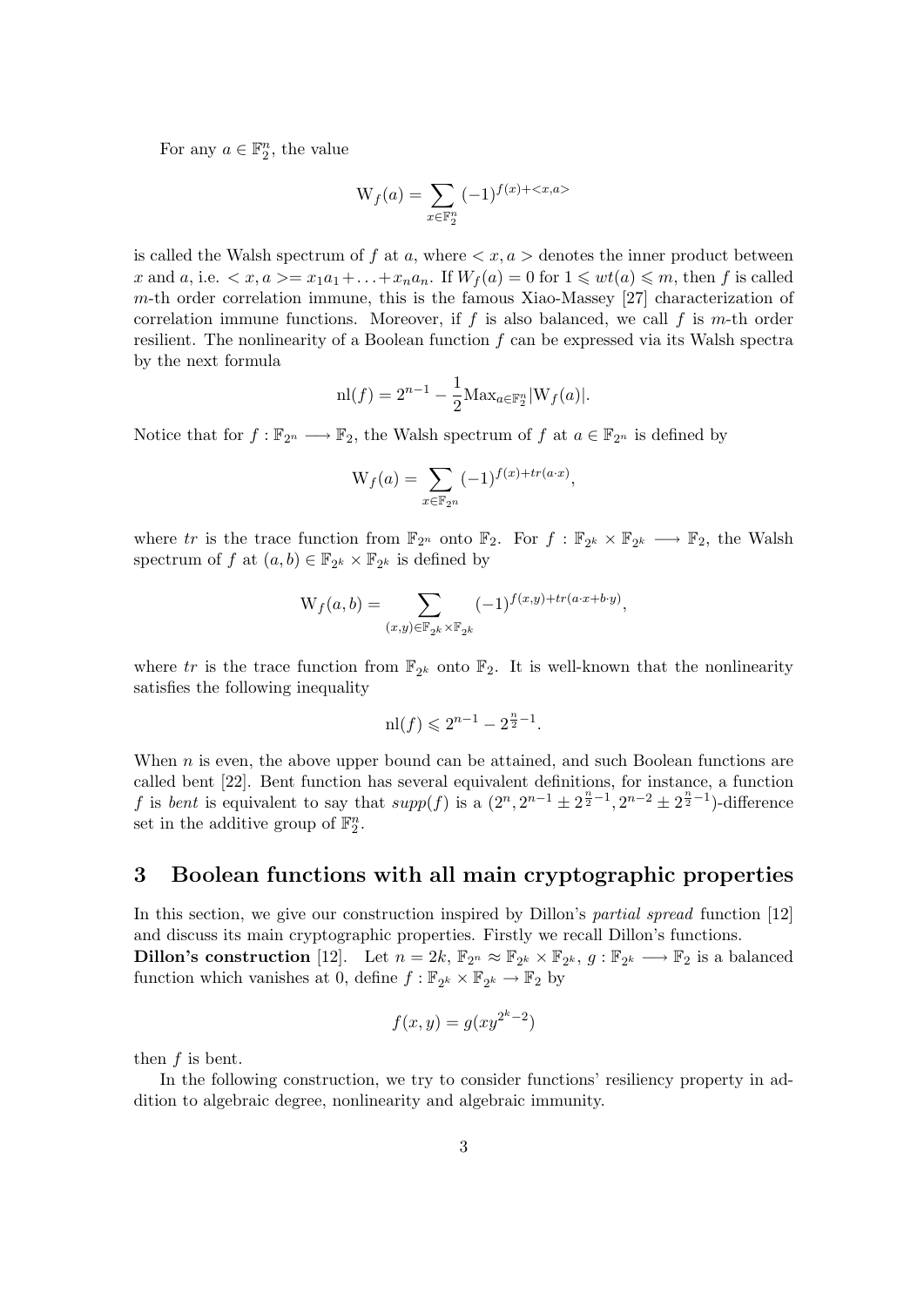For any $a \in \mathbb{F}_2^n$, the value

$$\mathrm{W}_f(a) = \sum_{x \in \mathbb{F}_2^n} (-1)^{f(x)+<x,a>}$$

is called the Walsh spectrum of $f$ at $a$, where $<x,a>$ denotes the inner product between $x$ and $a$, i.e. $<x,a>= x_1a_1 + \ldots + x_na_n$. If $W_f(a) = 0$ for $1 \leqslant wt(a) \leqslant m$, then $f$ is called $m$-th order correlation immune, this is the famous Xiao-Massey [27] characterization of correlation immune functions. Moreover, if $f$ is also balanced, we call $f$ is $m$-th order resilient. The nonlinearity of a Boolean function $f$ can be expressed via its Walsh spectra by the next formula

$$\mathrm{nl}(f) = 2^{n-1} - \frac{1}{2}\mathrm{Max}_{a \in \mathbb{F}_2^n}|\mathrm{W}_f(a)|.$$

Notice that for $f : \mathbb{F}_{2^n} \longrightarrow \mathbb{F}_2$, the Walsh spectrum of $f$ at $a \in \mathbb{F}_{2^n}$ is defined by

$$\mathrm{W}_f(a) = \sum_{x \in \mathbb{F}_{2^n}} (-1)^{f(x)+tr(a \cdot x)},$$

where $tr$ is the trace function from $\mathbb{F}_{2^n}$ onto $\mathbb{F}_2$. For $f : \mathbb{F}_{2^k} \times \mathbb{F}_{2^k} \longrightarrow \mathbb{F}_2$, the Walsh spectrum of $f$ at $(a,b) \in \mathbb{F}_{2^k} \times \mathbb{F}_{2^k}$ is defined by

$$\mathrm{W}_f(a,b) = \sum_{(x,y) \in \mathbb{F}_{2^k} \times \mathbb{F}_{2^k}} (-1)^{f(x,y)+tr(a \cdot x + b \cdot y)},$$

where $tr$ is the trace function from $\mathbb{F}_{2^k}$ onto $\mathbb{F}_2$. It is well-known that the nonlinearity satisfies the following inequality

$$\mathrm{nl}(f) \leqslant 2^{n-1} - 2^{\frac{n}{2}-1}.$$

When $n$ is even, the above upper bound can be attained, and such Boolean functions are called bent [22]. Bent function has several equivalent definitions, for instance, a function $f$ is *bent* is equivalent to say that $supp(f)$ is a $(2^n, 2^{n-1} \pm 2^{\frac{n}{2}-1}, 2^{n-2} \pm 2^{\frac{n}{2}-1})$-difference set in the additive group of $\mathbb{F}_2^n$.

## 3 Boolean functions with all main cryptographic properties

In this section, we give our construction inspired by Dillon's *partial spread* function [12] and discuss its main cryptographic properties. Firstly we recall Dillon's functions.

**Dillon's construction** [12]. Let $n = 2k$, $\mathbb{F}_{2^n} \approx \mathbb{F}_{2^k} \times \mathbb{F}_{2^k}$, $g : \mathbb{F}_{2^k} \longrightarrow \mathbb{F}_2$ is a balanced function which vanishes at 0, define $f : \mathbb{F}_{2^k} \times \mathbb{F}_{2^k} \to \mathbb{F}_2$ by

$$f(x,y) = g(xy^{2^k-2})$$

then $f$ is bent.

In the following construction, we try to consider functions' resiliency property in addition to algebraic degree, nonlinearity and algebraic immunity.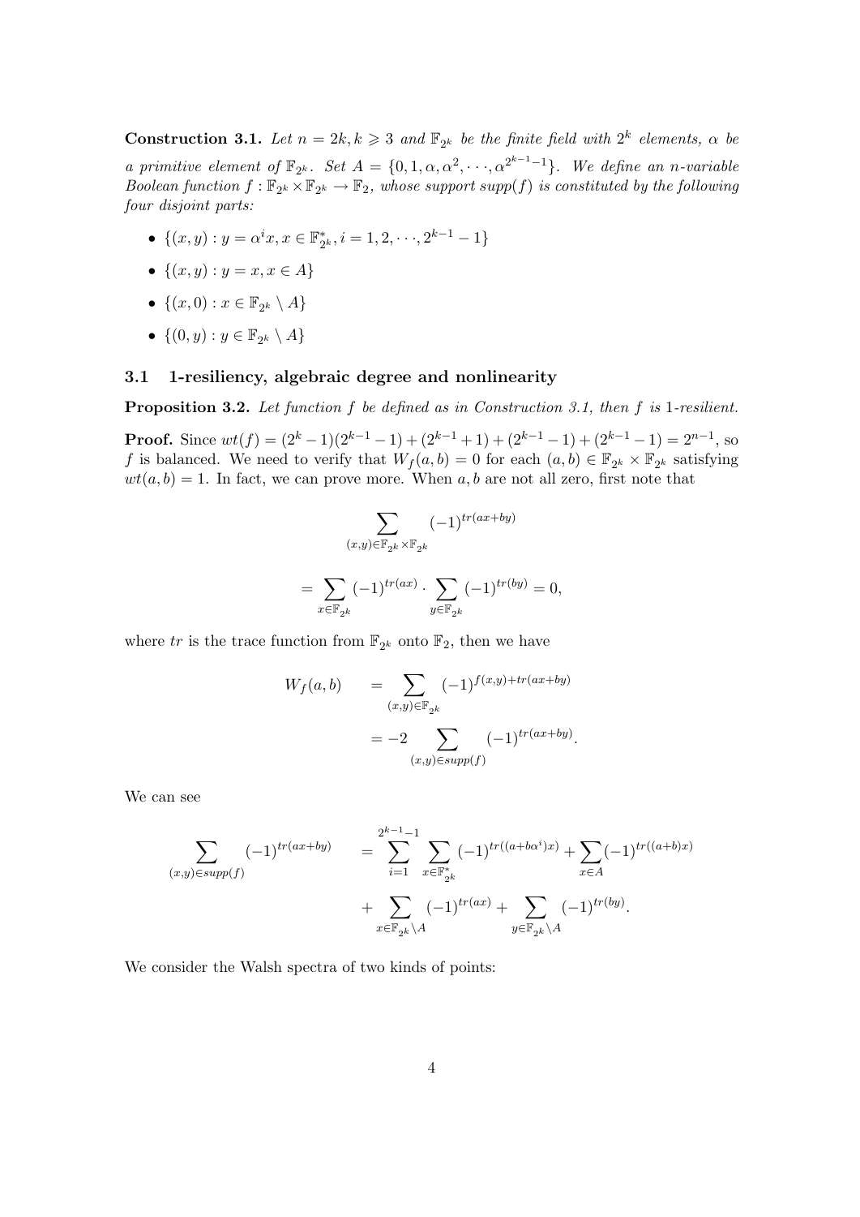**Construction 3.1.** *Let $n = 2k, k \geqslant 3$ and $\mathbb{F}_{2^k}$ be the finite field with $2^k$ elements, $\alpha$ be a primitive element of $\mathbb{F}_{2^k}$. Set $A = \{0, 1, \alpha, \alpha^2, \cdots, \alpha^{2^{k-1}-1}\}$. We define an $n$-variable Boolean function $f : \mathbb{F}_{2^k} \times \mathbb{F}_{2^k} \to \mathbb{F}_2$, whose support $supp(f)$ is constituted by the following four disjoint parts:*

- $\{(x, y) : y = \alpha^i x, x \in \mathbb{F}_{2^k}^*, i = 1, 2, \cdots, 2^{k-1} - 1\}$
- $\{(x, y) : y = x, x \in A\}$
- $\{(x, 0) : x \in \mathbb{F}_{2^k} \setminus A\}$
- $\{(0, y) : y \in \mathbb{F}_{2^k} \setminus A\}$

### 3.1 1-resiliency, algebraic degree and nonlinearity

**Proposition 3.2.** *Let function $f$ be defined as in Construction 3.1, then $f$ is 1-resilient.*

**Proof.** Since $wt(f) = (2^k - 1)(2^{k-1} - 1) + (2^{k-1} + 1) + (2^{k-1} - 1) + (2^{k-1} - 1) = 2^{n-1}$, so $f$ is balanced. We need to verify that $W_f(a, b) = 0$ for each $(a, b) \in \mathbb{F}_{2^k} \times \mathbb{F}_{2^k}$ satisfying $wt(a, b) = 1$. In fact, we can prove more. When $a, b$ are not all zero, first note that

$$\sum_{(x,y)\in\mathbb{F}_{2^k}\times\mathbb{F}_{2^k}} (-1)^{tr(ax+by)}$$

$$= \sum_{x\in\mathbb{F}_{2^k}} (-1)^{tr(ax)} \cdot \sum_{y\in\mathbb{F}_{2^k}} (-1)^{tr(by)} = 0,$$

where $tr$ is the trace function from $\mathbb{F}_{2^k}$ onto $\mathbb{F}_2$, then we have

$$\begin{aligned} W_f(a, b) &= \sum_{(x,y)\in\mathbb{F}_{2^k}} (-1)^{f(x,y)+tr(ax+by)} \\ &= -2 \sum_{(x,y)\in supp(f)} (-1)^{tr(ax+by)}. \end{aligned}$$

We can see

$$\begin{aligned} \sum_{(x,y)\in supp(f)} (-1)^{tr(ax+by)} &= \sum_{i=1}^{2^{k-1}-1} \sum_{x\in\mathbb{F}_{2^k}^*} (-1)^{tr((a+b\alpha^i)x)} + \sum_{x\in A} (-1)^{tr((a+b)x)} \\ &+ \sum_{x\in\mathbb{F}_{2^k}\setminus A} (-1)^{tr(ax)} + \sum_{y\in\mathbb{F}_{2^k}\setminus A} (-1)^{tr(by)}. \end{aligned}$$

We consider the Walsh spectra of two kinds of points: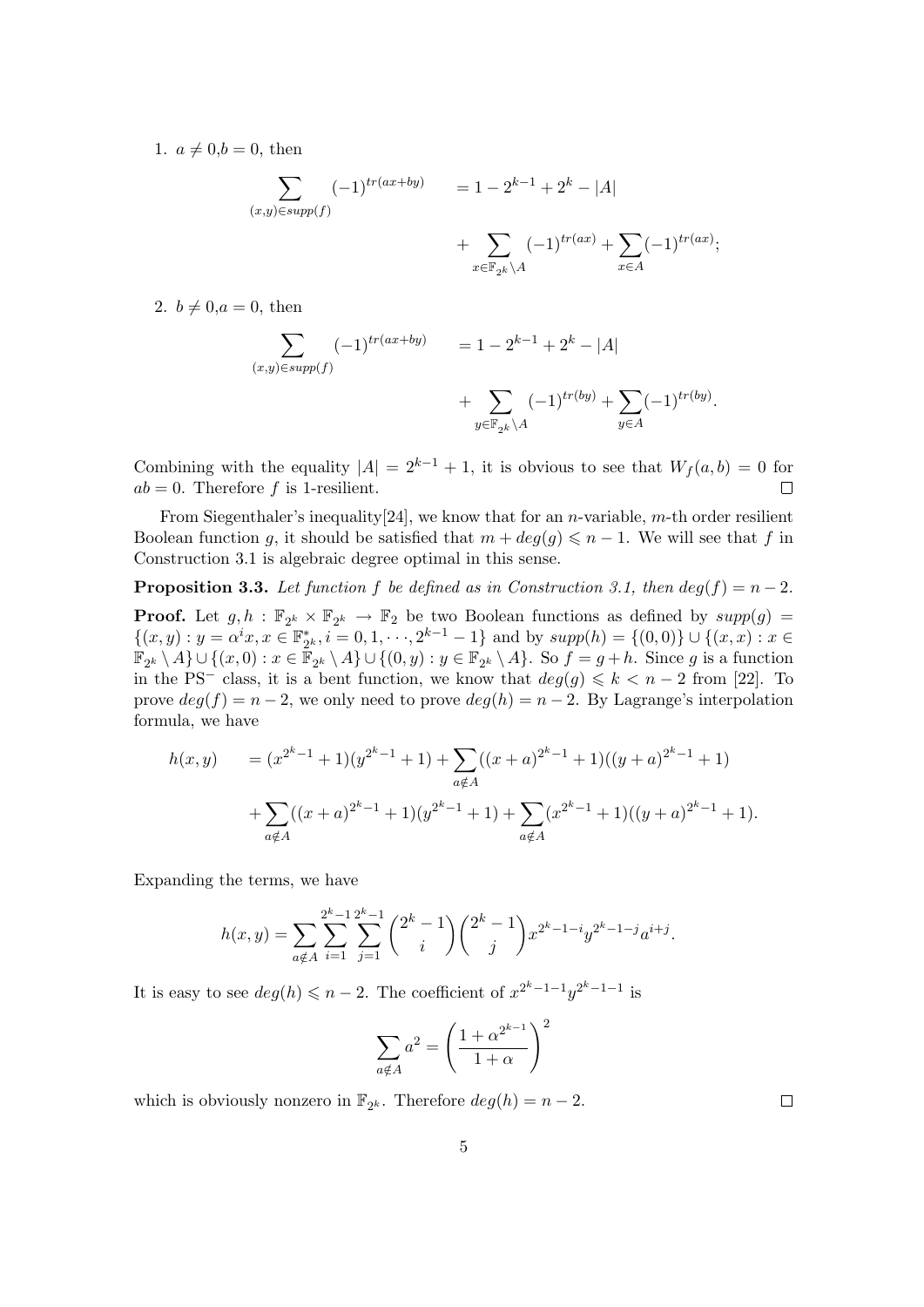1. $a \neq 0$,$b = 0$, then

$$\begin{aligned}\sum_{(x,y)\in supp(f)} (-1)^{tr(ax+by)} \qquad &= 1 - 2^{k-1} + 2^k - |A| \\ &+ \sum_{x\in \mathbb{F}_{2^k}\setminus A} (-1)^{tr(ax)} + \sum_{x\in A}(-1)^{tr(ax)};\end{aligned}$$

2. $b \neq 0$,$a = 0$, then

$$\begin{aligned}\sum_{(x,y)\in supp(f)} (-1)^{tr(ax+by)} \qquad &= 1 - 2^{k-1} + 2^k - |A| \\ &+ \sum_{y\in \mathbb{F}_{2^k}\setminus A} (-1)^{tr(by)} + \sum_{y\in A}(-1)^{tr(by)}.\end{aligned}$$

Combining with the equality $|A| = 2^{k-1} + 1$, it is obvious to see that $W_f(a, b) = 0$ for $ab = 0$. Therefore $f$ is 1-resilient. $\square$

From Siegenthaler's inequality[24], we know that for an $n$-variable, $m$-th order resilient Boolean function $g$, it should be satisfied that $m + deg(g) \leqslant n - 1$. We will see that $f$ in Construction 3.1 is algebraic degree optimal in this sense.

**Proposition 3.3.** *Let function $f$ be defined as in Construction 3.1, then $deg(f) = n - 2$.*

**Proof.** Let $g, h : \mathbb{F}_{2^k} \times \mathbb{F}_{2^k} \to \mathbb{F}_2$ be two Boolean functions as defined by $supp(g) = \{(x, y) : y = \alpha^i x, x \in \mathbb{F}_{2^k}^*, i = 0, 1, \cdots, 2^{k-1} - 1\}$ and by $supp(h) = \{(0, 0)\} \cup \{(x, x) : x \in \mathbb{F}_{2^k} \setminus A\} \cup \{(x, 0) : x \in \mathbb{F}_{2^k} \setminus A\} \cup \{(0, y) : y \in \mathbb{F}_{2^k} \setminus A\}$. So $f = g + h$. Since $g$ is a function in the PS$^-$ class, it is a bent function, we know that $deg(g) \leqslant k < n - 2$ from [22]. To prove $deg(f) = n - 2$, we only need to prove $deg(h) = n - 2$. By Lagrange's interpolation formula, we have

$$\begin{aligned}h(x, y) \qquad &= (x^{2^k-1} + 1)(y^{2^k-1} + 1) + \sum_{a\notin A}((x + a)^{2^k-1} + 1)((y + a)^{2^k-1} + 1) \\ &+ \sum_{a\notin A}((x + a)^{2^k-1} + 1)(y^{2^k-1} + 1) + \sum_{a\notin A}(x^{2^k-1} + 1)((y + a)^{2^k-1} + 1).\end{aligned}$$

Expanding the terms, we have

$$h(x, y) = \sum_{a\notin A} \sum_{i=1}^{2^k-1} \sum_{j=1}^{2^k-1} \binom{2^k - 1}{i}\binom{2^k - 1}{j} x^{2^k-1-i} y^{2^k-1-j} a^{i+j}.$$

It is easy to see $deg(h) \leqslant n - 2$. The coefficient of $x^{2^k-1-1}y^{2^k-1-1}$ is

$$\sum_{a\notin A} a^2 = \left(\frac{1 + \alpha^{2^{k-1}}}{1 + \alpha}\right)^2$$

which is obviously nonzero in $\mathbb{F}_{2^k}$. Therefore $deg(h) = n - 2$. $\square$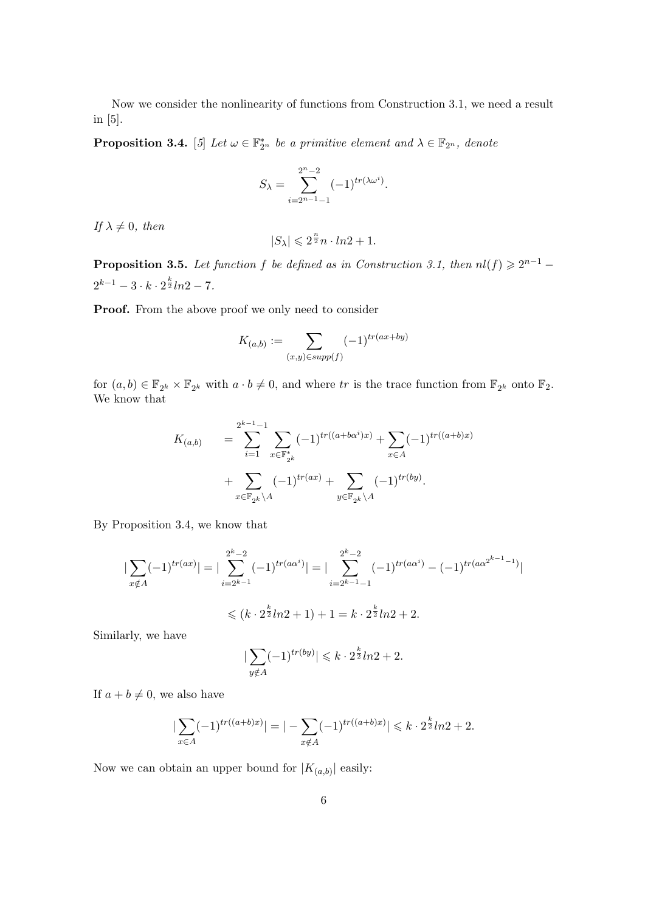Now we consider the nonlinearity of functions from Construction 3.1, we need a result in [5].

**Proposition 3.4.** [5] *Let $\omega \in \mathbb{F}_{2^n}^*$ be a primitive element and $\lambda \in \mathbb{F}_{2^n}$, denote*

$$S_\lambda = \sum_{i=2^{n-1}-1}^{2^n-2} (-1)^{tr(\lambda\omega^i)}.$$

*If $\lambda \neq 0$, then*

$$|S_\lambda| \leqslant 2^{\frac{n}{2}} n \cdot ln2 + 1.$$

**Proposition 3.5.** *Let function $f$ be defined as in Construction 3.1, then $nl(f) \geqslant 2^{n-1} - 2^{k-1} - 3 \cdot k \cdot 2^{\frac{k}{2}} ln2 - 7$.*

**Proof.** From the above proof we only need to consider

$$K_{(a,b)} := \sum_{(x,y) \in supp(f)} (-1)^{tr(ax+by)}$$

for $(a,b) \in \mathbb{F}_{2^k} \times \mathbb{F}_{2^k}$ with $a \cdot b \neq 0$, and where $tr$ is the trace function from $\mathbb{F}_{2^k}$ onto $\mathbb{F}_2$. We know that

$$\begin{aligned} K_{(a,b)} \quad &= \sum_{i=1}^{2^{k-1}-1} \sum_{x \in \mathbb{F}_{2^k}^*} (-1)^{tr((a+b\alpha^i)x)} + \sum_{x \in A} (-1)^{tr((a+b)x)} \\ &+ \sum_{x \in \mathbb{F}_{2^k} \setminus A} (-1)^{tr(ax)} + \sum_{y \in \mathbb{F}_{2^k} \setminus A} (-1)^{tr(by)}. \end{aligned}$$

By Proposition 3.4, we know that

$$|\sum_{x \notin A} (-1)^{tr(ax)}| = |\sum_{i=2^{k-1}}^{2^k-2} (-1)^{tr(a\alpha^i)}| = |\sum_{i=2^{k-1}-1}^{2^k-2} (-1)^{tr(a\alpha^i)} - (-1)^{tr(a\alpha^{2^{k-1}-1})}|$$

$$\leqslant (k \cdot 2^{\frac{k}{2}} ln2 + 1) + 1 = k \cdot 2^{\frac{k}{2}} ln2 + 2.$$

Similarly, we have

$$|\sum_{y \notin A} (-1)^{tr(by)}| \leqslant k \cdot 2^{\frac{k}{2}} ln2 + 2.$$

If $a + b \neq 0$, we also have

$$|\sum_{x \in A} (-1)^{tr((a+b)x)}| = |-\sum_{x \notin A} (-1)^{tr((a+b)x)}| \leqslant k \cdot 2^{\frac{k}{2}} ln2 + 2.$$

Now we can obtain an upper bound for $|K_{(a,b)}|$ easily: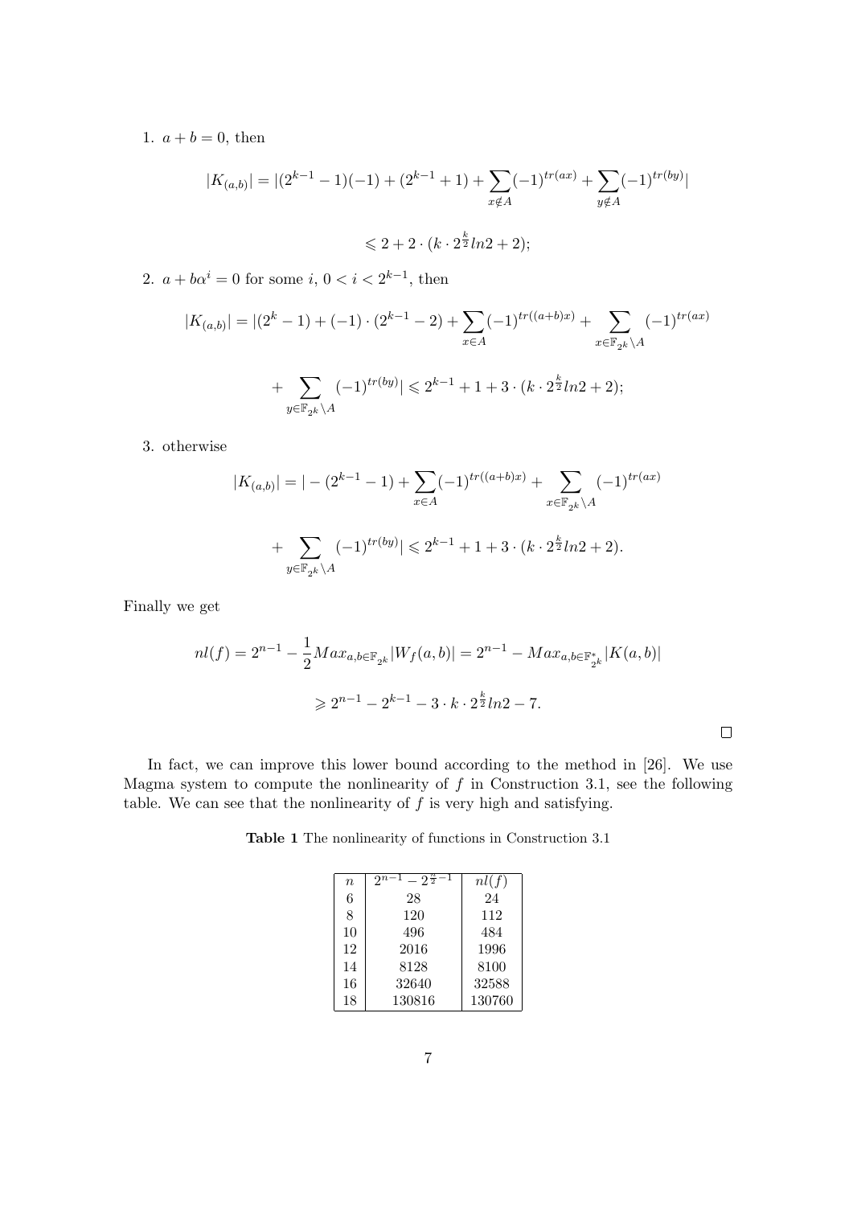1. $a + b = 0$, then

$$|K_{(a,b)}| = |(2^{k-1} - 1)(-1) + (2^{k-1} + 1) + \sum_{x \notin A} (-1)^{tr(ax)} + \sum_{y \notin A} (-1)^{tr(by)}|$$

$$\leqslant 2 + 2 \cdot (k \cdot 2^{\frac{k}{2}} ln2 + 2);$$

2. $a + b\alpha^i = 0$ for some $i$, $0 < i < 2^{k-1}$, then

$$|K_{(a,b)}| = |(2^k - 1) + (-1) \cdot (2^{k-1} - 2) + \sum_{x \in A} (-1)^{tr((a+b)x)} + \sum_{x \in \mathbb{F}_{2^k} \setminus A} (-1)^{tr(ax)}$$

$$+ \sum_{y \in \mathbb{F}_{2^k} \setminus A} (-1)^{tr(by)}| \leqslant 2^{k-1} + 1 + 3 \cdot (k \cdot 2^{\frac{k}{2}} ln2 + 2);$$

3. otherwise

$$|K_{(a,b)}| = | - (2^{k-1} - 1) + \sum_{x \in A} (-1)^{tr((a+b)x)} + \sum_{x \in \mathbb{F}_{2^k} \setminus A} (-1)^{tr(ax)}$$

$$+ \sum_{y \in \mathbb{F}_{2^k} \setminus A} (-1)^{tr(by)}| \leqslant 2^{k-1} + 1 + 3 \cdot (k \cdot 2^{\frac{k}{2}} ln2 + 2).$$

Finally we get

$$nl(f) = 2^{n-1} - \frac{1}{2} Max_{a,b \in \mathbb{F}_{2^k}} |W_f(a,b)| = 2^{n-1} - Max_{a,b \in \mathbb{F}^*_{2^k}} |K(a,b)|$$

$$\geqslant 2^{n-1} - 2^{k-1} - 3 \cdot k \cdot 2^{\frac{k}{2}} ln2 - 7.$$

□

In fact, we can improve this lower bound according to the method in [26]. We use Magma system to compute the nonlinearity of $f$ in Construction 3.1, see the following table. We can see that the nonlinearity of $f$ is very high and satisfying.

**Table 1** The nonlinearity of functions in Construction 3.1

| $n$ | $2^{n-1} - 2^{\frac{n}{2}-1}$ | $nl(f)$ |
|---|---|---|
| 6 | 28 | 24 |
| 8 | 120 | 112 |
| 10 | 496 | 484 |
| 12 | 2016 | 1996 |
| 14 | 8128 | 8100 |
| 16 | 32640 | 32588 |
| 18 | 130816 | 130760 |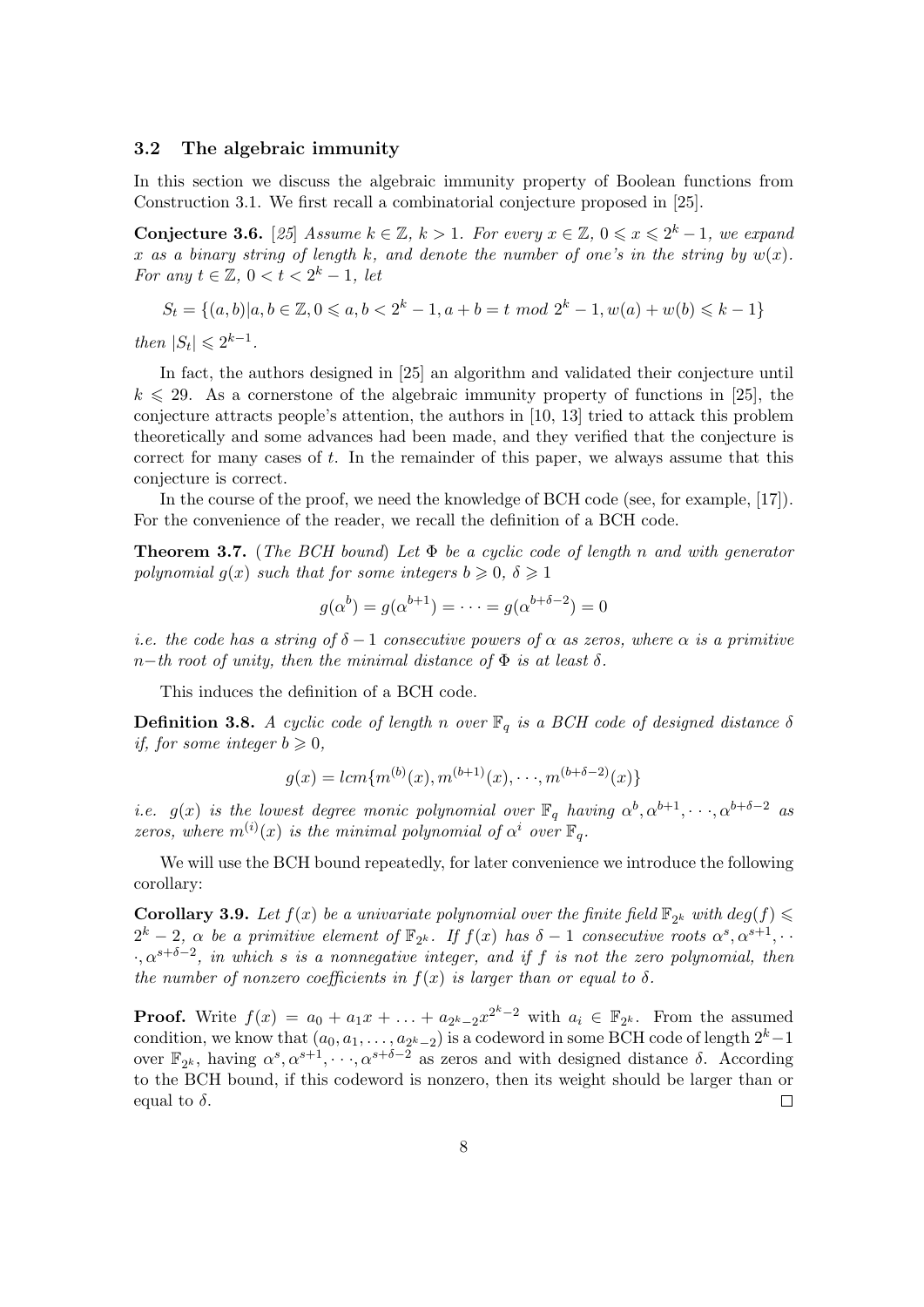### 3.2 The algebraic immunity

In this section we discuss the algebraic immunity property of Boolean functions from Construction 3.1. We first recall a combinatorial conjecture proposed in [25].

**Conjecture 3.6.** [25] *Assume $k \in \mathbb{Z}$, $k > 1$. For every $x \in \mathbb{Z}$, $0 \leqslant x \leqslant 2^k - 1$, we expand $x$ as a binary string of length $k$, and denote the number of one's in the string by $w(x)$. For any $t \in \mathbb{Z}$, $0 < t < 2^k - 1$, let*

$$S_t = \{(a,b) | a, b \in \mathbb{Z}, 0 \leqslant a, b < 2^k - 1, a + b = t \ mod \ 2^k - 1, w(a) + w(b) \leqslant k - 1\}$$

*then $|S_t| \leqslant 2^{k-1}$.*

In fact, the authors designed in [25] an algorithm and validated their conjecture until $k \leqslant 29$. As a cornerstone of the algebraic immunity property of functions in [25], the conjecture attracts people's attention, the authors in [10, 13] tried to attack this problem theoretically and some advances had been made, and they verified that the conjecture is correct for many cases of $t$. In the remainder of this paper, we always assume that this conjecture is correct.

In the course of the proof, we need the knowledge of BCH code (see, for example, [17]). For the convenience of the reader, we recall the definition of a BCH code.

**Theorem 3.7.** (*The BCH bound*) *Let $\Phi$ be a cyclic code of length $n$ and with generator polynomial $g(x)$ such that for some integers $b \geqslant 0$, $\delta \geqslant 1$*

$$g(\alpha^b) = g(\alpha^{b+1}) = \cdots = g(\alpha^{b+\delta-2}) = 0$$

*i.e. the code has a string of $\delta - 1$ consecutive powers of $\alpha$ as zeros, where $\alpha$ is a primitive $n-$th root of unity, then the minimal distance of $\Phi$ is at least $\delta$.*

This induces the definition of a BCH code.

**Definition 3.8.** *A cyclic code of length $n$ over $\mathbb{F}_q$ is a BCH code of designed distance $\delta$ if, for some integer $b \geqslant 0$,*

$$g(x) = lcm\{m^{(b)}(x), m^{(b+1)}(x), \cdots, m^{(b+\delta-2)}(x)\}$$

*i.e. $g(x)$ is the lowest degree monic polynomial over $\mathbb{F}_q$ having $\alpha^b, \alpha^{b+1}, \cdots, \alpha^{b+\delta-2}$ as zeros, where $m^{(i)}(x)$ is the minimal polynomial of $\alpha^i$ over $\mathbb{F}_q$.*

We will use the BCH bound repeatedly, for later convenience we introduce the following corollary:

**Corollary 3.9.** *Let $f(x)$ be a univariate polynomial over the finite field $\mathbb{F}_{2^k}$ with $deg(f) \leqslant 2^k - 2$, $\alpha$ be a primitive element of $\mathbb{F}_{2^k}$. If $f(x)$ has $\delta - 1$ consecutive roots $\alpha^s, \alpha^{s+1}, \cdots, \alpha^{s+\delta-2}$, in which $s$ is a nonnegative integer, and if $f$ is not the zero polynomial, then the number of nonzero coefficients in $f(x)$ is larger than or equal to $\delta$.*

**Proof.** Write $f(x) = a_0 + a_1 x + \ldots + a_{2^k-2} x^{2^k-2}$ with $a_i \in \mathbb{F}_{2^k}$. From the assumed condition, we know that $(a_0, a_1, \ldots, a_{2^k-2})$ is a codeword in some BCH code of length $2^k - 1$ over $\mathbb{F}_{2^k}$, having $\alpha^s, \alpha^{s+1}, \cdots, \alpha^{s+\delta-2}$ as zeros and with designed distance $\delta$. According to the BCH bound, if this codeword is nonzero, then its weight should be larger than or equal to $\delta$. $\square$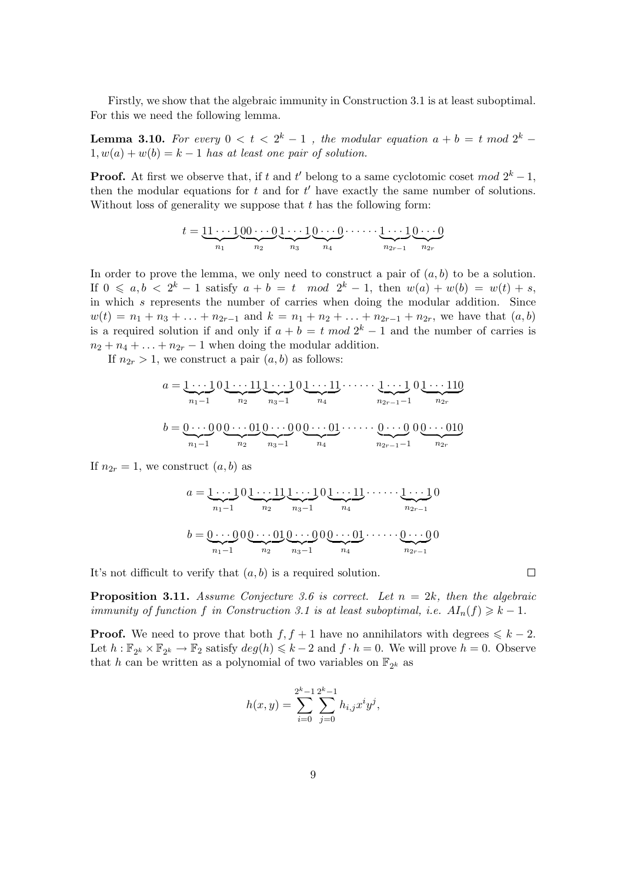Firstly, we show that the algebraic immunity in Construction 3.1 is at least suboptimal. For this we need the following lemma.

**Lemma 3.10.** *For every $0 < t < 2^k - 1$ , the modular equation $a + b = t \bmod 2^k - 1, w(a) + w(b) = k - 1$ has at least one pair of solution.*

**Proof.** At first we observe that, if $t$ and $t'$ belong to a same cyclotomic coset $mod\ 2^k - 1$, then the modular equations for $t$ and for $t'$ have exactly the same number of solutions. Without loss of generality we suppose that $t$ has the following form:

$$t = \underbrace{11\cdots1}_{n_1}\underbrace{00\cdots0}_{n_2}\underbrace{1\cdots1}_{n_3}\underbrace{0\cdots0}_{n_4}\cdots\cdots\underbrace{1\cdots1}_{n_{2r-1}}\underbrace{0\cdots0}_{n_{2r}}$$

In order to prove the lemma, we only need to construct a pair of $(a, b)$ to be a solution. If $0 \leqslant a, b < 2^k - 1$ satisfy $a + b = t \quad mod\ \ 2^k - 1$, then $w(a) + w(b) = w(t) + s$, in which $s$ represents the number of carries when doing the modular addition. Since $w(t) = n_1 + n_3 + \ldots + n_{2r-1}$ and $k = n_1 + n_2 + \ldots + n_{2r-1} + n_{2r}$, we have that $(a, b)$ is a required solution if and only if $a + b = t\ mod\ 2^k - 1$ and the number of carries is $n_2 + n_4 + \ldots + n_{2r} - 1$ when doing the modular addition.

If $n_{2r} > 1$, we construct a pair $(a, b)$ as follows:

$$a = \underbrace{1\cdots1}_{n_1-1}0\underbrace{1\cdots11}_{n_2}\underbrace{1\cdots1}_{n_3-1}0\underbrace{1\cdots11}_{n_4}\cdots\cdots\underbrace{1\cdots1}_{n_{2r-1}-1}0\underbrace{1\cdots110}_{n_{2r}}$$

$$b = \underbrace{0\cdots0}_{n_1-1}0\underbrace{0\cdots01}_{n_2}\underbrace{0\cdots0}_{n_3-1}0\underbrace{0\cdots01}_{n_4}\cdots\cdots\underbrace{0\cdots0}_{n_{2r-1}-1}0\underbrace{0\cdots010}_{n_{2r}}$$

If $n_{2r} = 1$, we construct $(a, b)$ as

$$a = \underbrace{1\cdots1}_{n_1-1}0\underbrace{1\cdots11}_{n_2}\underbrace{1\cdots1}_{n_3-1}0\underbrace{1\cdots11}_{n_4}\cdots\cdots\underbrace{1\cdots1}_{n_{2r-1}}0$$

$$b = \underbrace{0\cdots0}_{n_1-1}0\underbrace{0\cdots01}_{n_2}\underbrace{0\cdots0}_{n_3-1}0\underbrace{0\cdots01}_{n_4}\cdots\cdots\underbrace{0\cdots0}_{n_{2r-1}}0$$

It's not difficult to verify that $(a, b)$ is a required solution. $\square$

**Proposition 3.11.** *Assume Conjecture 3.6 is correct. Let $n = 2k$, then the algebraic immunity of function $f$ in Construction 3.1 is at least suboptimal, i.e. $AI_n(f) \geqslant k - 1$.*

**Proof.** We need to prove that both $f, f + 1$ have no annihilators with degrees $\leqslant k - 2$. Let $h : \mathbb{F}_{2^k} \times \mathbb{F}_{2^k} \to \mathbb{F}_2$ satisfy $deg(h) \leqslant k - 2$ and $f \cdot h = 0$. We will prove $h = 0$. Observe that $h$ can be written as a polynomial of two variables on $\mathbb{F}_{2^k}$ as

$$h(x, y) = \sum_{i=0}^{2^k-1}\sum_{j=0}^{2^k-1} h_{i,j}x^i y^j,$$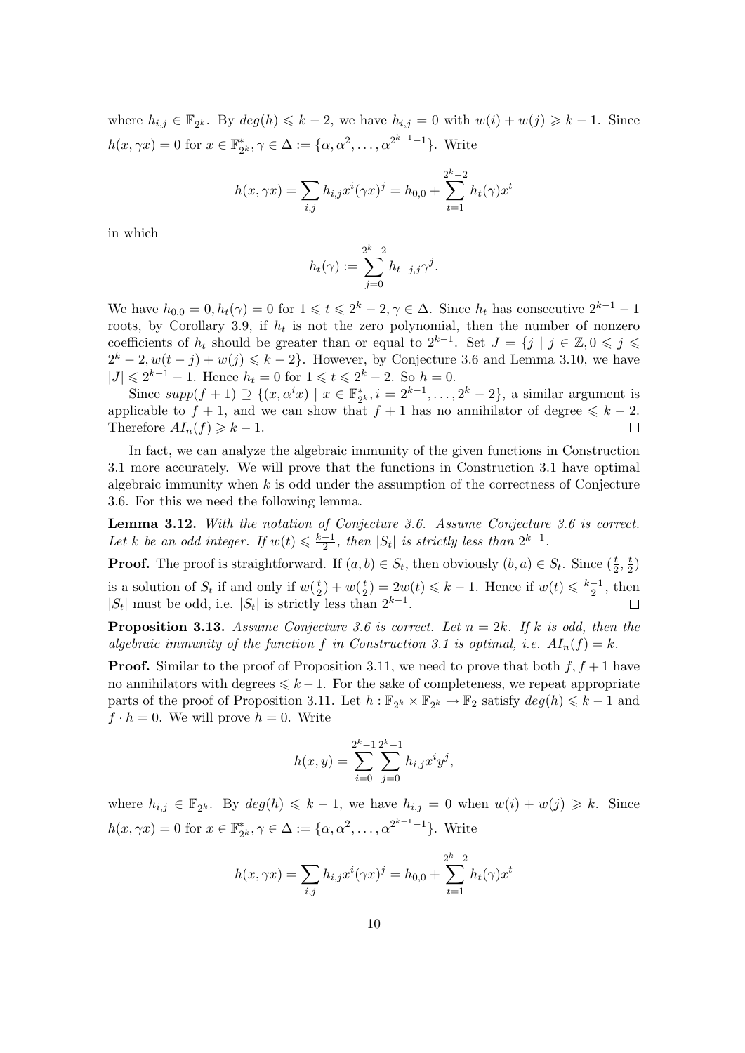where $h_{i,j} \in \mathbb{F}_{2^k}$. By $deg(h) \leqslant k-2$, we have $h_{i,j} = 0$ with $w(i) + w(j) \geqslant k-1$. Since $h(x, \gamma x) = 0$ for $x \in \mathbb{F}_{2^k}^*, \gamma \in \Delta := \{\alpha, \alpha^2, \ldots, \alpha^{2^{k-1}-1}\}$. Write

$$h(x, \gamma x) = \sum_{i,j} h_{i,j} x^i (\gamma x)^j = h_{0,0} + \sum_{t=1}^{2^k-2} h_t(\gamma) x^t$$

in which

$$h_t(\gamma) := \sum_{j=0}^{2^k-2} h_{t-j,j} \gamma^j.$$

We have $h_{0,0} = 0, h_t(\gamma) = 0$ for $1 \leqslant t \leqslant 2^k - 2, \gamma \in \Delta$. Since $h_t$ has consecutive $2^{k-1} - 1$ roots, by Corollary 3.9, if $h_t$ is not the zero polynomial, then the number of nonzero coefficients of $h_t$ should be greater than or equal to $2^{k-1}$. Set $J = \{j \mid j \in \mathbb{Z}, 0 \leqslant j \leqslant 2^k - 2, w(t-j) + w(j) \leqslant k-2\}$. However, by Conjecture 3.6 and Lemma 3.10, we have $|J| \leqslant 2^{k-1} - 1$. Hence $h_t = 0$ for $1 \leqslant t \leqslant 2^k - 2$. So $h = 0$.

Since $supp(f+1) \supseteq \{(x, \alpha^i x) \mid x \in \mathbb{F}_{2^k}^*, i = 2^{k-1}, \ldots, 2^k - 2\}$, a similar argument is applicable to $f+1$, and we can show that $f+1$ has no annihilator of degree $\leqslant k-2$. Therefore $AI_n(f) \geqslant k-1$. $\square$

In fact, we can analyze the algebraic immunity of the given functions in Construction 3.1 more accurately. We will prove that the functions in Construction 3.1 have optimal algebraic immunity when $k$ is odd under the assumption of the correctness of Conjecture 3.6. For this we need the following lemma.

**Lemma 3.12.** *With the notation of Conjecture 3.6. Assume Conjecture 3.6 is correct. Let $k$ be an odd integer. If $w(t) \leqslant \frac{k-1}{2}$, then $|S_t|$ is strictly less than $2^{k-1}$.*

**Proof.** The proof is straightforward. If $(a, b) \in S_t$, then obviously $(b, a) \in S_t$. Since $(\frac{t}{2}, \frac{t}{2})$ is a solution of $S_t$ if and only if $w(\frac{t}{2}) + w(\frac{t}{2}) = 2w(t) \leqslant k-1$. Hence if $w(t) \leqslant \frac{k-1}{2}$, then $|S_t|$ must be odd, i.e. $|S_t|$ is strictly less than $2^{k-1}$. $\square$

**Proposition 3.13.** *Assume Conjecture 3.6 is correct. Let $n = 2k$. If $k$ is odd, then the algebraic immunity of the function $f$ in Construction 3.1 is optimal, i.e. $AI_n(f) = k$.*

**Proof.** Similar to the proof of Proposition 3.11, we need to prove that both $f, f+1$ have no annihilators with degrees $\leqslant k-1$. For the sake of completeness, we repeat appropriate parts of the proof of Proposition 3.11. Let $h : \mathbb{F}_{2^k} \times \mathbb{F}_{2^k} \to \mathbb{F}_2$ satisfy $deg(h) \leqslant k-1$ and $f \cdot h = 0$. We will prove $h = 0$. Write

$$h(x, y) = \sum_{i=0}^{2^k-1} \sum_{j=0}^{2^k-1} h_{i,j} x^i y^j,$$

where $h_{i,j} \in \mathbb{F}_{2^k}$. By $deg(h) \leqslant k-1$, we have $h_{i,j} = 0$ when $w(i) + w(j) \geqslant k$. Since $h(x, \gamma x) = 0$ for $x \in \mathbb{F}_{2^k}^*, \gamma \in \Delta := \{\alpha, \alpha^2, \ldots, \alpha^{2^{k-1}-1}\}$. Write

$$h(x, \gamma x) = \sum_{i,j} h_{i,j} x^i (\gamma x)^j = h_{0,0} + \sum_{t=1}^{2^k-2} h_t(\gamma) x^t$$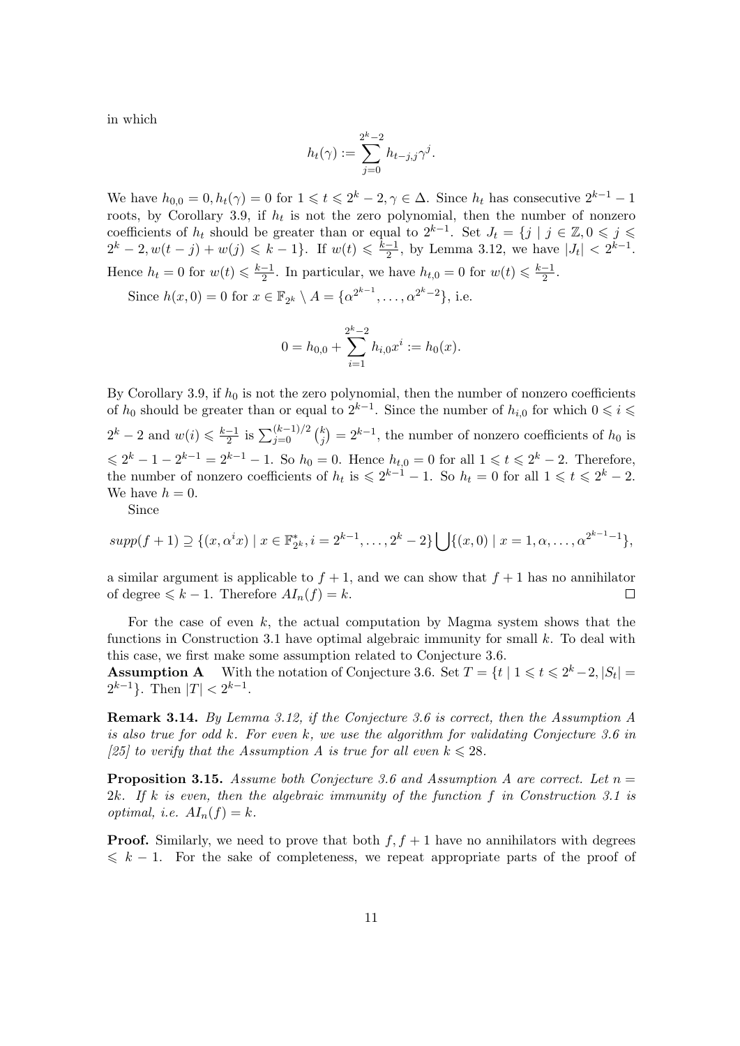in which

$$h_t(\gamma) := \sum_{j=0}^{2^k-2} h_{t-j,j}\gamma^j.$$

We have $h_{0,0} = 0, h_t(\gamma) = 0$ for $1 \leqslant t \leqslant 2^k - 2, \gamma \in \Delta$. Since $h_t$ has consecutive $2^{k-1} - 1$ roots, by Corollary 3.9, if $h_t$ is not the zero polynomial, then the number of nonzero coefficients of $h_t$ should be greater than or equal to $2^{k-1}$. Set $J_t = \{j \mid j \in \mathbb{Z}, 0 \leqslant j \leqslant 2^k - 2, w(t-j) + w(j) \leqslant k-1\}$. If $w(t) \leqslant \frac{k-1}{2}$, by Lemma 3.12, we have $|J_t| < 2^{k-1}$. Hence $h_t = 0$ for $w(t) \leqslant \frac{k-1}{2}$. In particular, we have $h_{t,0} = 0$ for $w(t) \leqslant \frac{k-1}{2}$.

Since $h(x, 0) = 0$ for $x \in \mathbb{F}_{2^k} \setminus A = \{\alpha^{2^{k-1}}, \ldots, \alpha^{2^k-2}\}$, i.e.

$$0 = h_{0,0} + \sum_{i=1}^{2^k-2} h_{i,0}x^i := h_0(x).$$

By Corollary 3.9, if $h_0$ is not the zero polynomial, then the number of nonzero coefficients of $h_0$ should be greater than or equal to $2^{k-1}$. Since the number of $h_{i,0}$ for which $0 \leqslant i \leqslant 2^k - 2$ and $w(i) \leqslant \frac{k-1}{2}$ is $\sum_{j=0}^{(k-1)/2} \binom{k}{j} = 2^{k-1}$, the number of nonzero coefficients of $h_0$ is $\leqslant 2^k - 1 - 2^{k-1} = 2^{k-1} - 1$. So $h_0 = 0$. Hence $h_{t,0} = 0$ for all $1 \leqslant t \leqslant 2^k - 2$. Therefore, the number of nonzero coefficients of $h_t$ is $\leqslant 2^{k-1} - 1$. So $h_t = 0$ for all $1 \leqslant t \leqslant 2^k - 2$. We have $h = 0$.

Since

$$supp(f+1) \supseteq \{(x, \alpha^i x) \mid x \in \mathbb{F}_{2^k}^*, i = 2^{k-1}, \ldots, 2^k - 2\} \bigcup \{(x, 0) \mid x = 1, \alpha, \ldots, \alpha^{2^{k-1}-1}\},$$

a similar argument is applicable to $f + 1$, and we can show that $f + 1$ has no annihilator of degree $\leqslant k - 1$. Therefore $AI_n(f) = k$. □

For the case of even $k$, the actual computation by Magma system shows that the functions in Construction 3.1 have optimal algebraic immunity for small $k$. To deal with this case, we first make some assumption related to Conjecture 3.6.

**Assumption A** With the notation of Conjecture 3.6. Set $T = \{t \mid 1 \leqslant t \leqslant 2^k - 2, |S_t| = 2^{k-1}\}$. Then $|T| < 2^{k-1}$.

**Remark 3.14.** *By Lemma 3.12, if the Conjecture 3.6 is correct, then the Assumption A is also true for odd k. For even k, we use the algorithm for validating Conjecture 3.6 in [25] to verify that the Assumption A is true for all even $k \leqslant 28$.*

**Proposition 3.15.** *Assume both Conjecture 3.6 and Assumption A are correct. Let $n = 2k$. If $k$ is even, then the algebraic immunity of the function $f$ in Construction 3.1 is optimal, i.e. $AI_n(f) = k$.*

**Proof.** Similarly, we need to prove that both $f, f + 1$ have no annihilators with degrees $\leqslant k - 1$. For the sake of completeness, we repeat appropriate parts of the proof of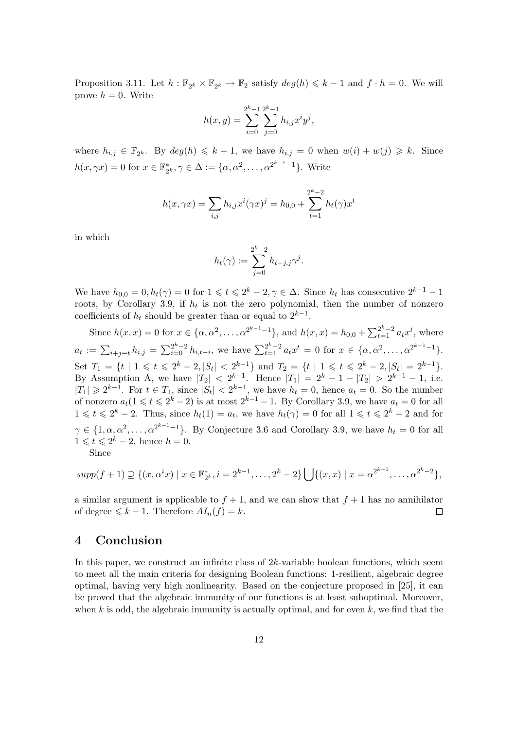Proposition 3.11. Let $h : \mathbb{F}_{2^k} \times \mathbb{F}_{2^k} \to \mathbb{F}_2$ satisfy $deg(h) \leqslant k-1$ and $f \cdot h = 0$. We will prove $h = 0$. Write

$$h(x,y) = \sum_{i=0}^{2^k-1} \sum_{j=0}^{2^k-1} h_{i,j} x^i y^j,$$

where $h_{i,j} \in \mathbb{F}_{2^k}$. By $deg(h) \leqslant k-1$, we have $h_{i,j} = 0$ when $w(i) + w(j) \geqslant k$. Since $h(x, \gamma x) = 0$ for $x \in \mathbb{F}_{2^k}^*, \gamma \in \Delta := \{\alpha, \alpha^2, \ldots, \alpha^{2^{k-1}-1}\}$. Write

$$h(x, \gamma x) = \sum_{i,j} h_{i,j} x^i (\gamma x)^j = h_{0,0} + \sum_{t=1}^{2^k-2} h_t(\gamma) x^t$$

in which

$$h_t(\gamma) := \sum_{j=0}^{2^k-2} h_{t-j,j} \gamma^j.$$

We have $h_{0,0} = 0, h_t(\gamma) = 0$ for $1 \leqslant t \leqslant 2^k - 2, \gamma \in \Delta$. Since $h_t$ has consecutive $2^{k-1} - 1$ roots, by Corollary 3.9, if $h_t$ is not the zero polynomial, then the number of nonzero coefficients of $h_t$ should be greater than or equal to $2^{k-1}$.

Since $h(x,x) = 0$ for $x \in \{\alpha, \alpha^2, \ldots, \alpha^{2^{k-1}-1}\}$, and $h(x,x) = h_{0,0} + \sum_{t=1}^{2^k-2} a_t x^t$, where $a_t := \sum_{i+j \equiv t} h_{i,j} = \sum_{i=0}^{2^k-2} h_{i,t-i}$, we have $\sum_{t=1}^{2^k-2} a_t x^t = 0$ for $x \in \{\alpha, \alpha^2, \ldots, \alpha^{2^{k-1}-1}\}$. Set $T_1 = \{t \mid 1 \leqslant t \leqslant 2^k - 2, |S_t| < 2^{k-1}\}$ and $T_2 = \{t \mid 1 \leqslant t \leqslant 2^k - 2, |S_t| = 2^{k-1}\}$. By Assumption A, we have $|T_2| < 2^{k-1}$. Hence $|T_1| = 2^k - 1 - |T_2| > 2^{k-1} - 1$, i.e. $|T_1| \geqslant 2^{k-1}$. For $t \in T_1$, since $|S_t| < 2^{k-1}$, we have $h_t = 0$, hence $a_t = 0$. So the number of nonzero $a_t (1 \leqslant t \leqslant 2^k - 2)$ is at most $2^{k-1} - 1$. By Corollary 3.9, we have $a_t = 0$ for all $1 \leqslant t \leqslant 2^k - 2$. Thus, since $h_t(1) = a_t$, we have $h_t(\gamma) = 0$ for all $1 \leqslant t \leqslant 2^k - 2$ and for $\gamma \in \{1, \alpha, \alpha^2, \ldots, \alpha^{2^{k-1}-1}\}$. By Conjecture 3.6 and Corollary 3.9, we have $h_t = 0$ for all $1 \leqslant t \leqslant 2^k - 2$, hence $h = 0$.

Since

$$supp(f+1) \supseteq \{(x, \alpha^i x) \mid x \in \mathbb{F}_{2^k}^*, i = 2^{k-1}, \ldots, 2^k - 2\} \bigcup \{(x,x) \mid x = \alpha^{2^{k-1}}, \ldots, \alpha^{2^k-2}\},$$

a similar argument is applicable to $f + 1$, and we can show that $f + 1$ has no annihilator of degree $\leqslant k - 1$. Therefore $AI_n(f) = k$. $\square$

## 4 Conclusion

In this paper, we construct an infinite class of $2k$-variable boolean functions, which seem to meet all the main criteria for designing Boolean functions: 1-resilient, algebraic degree optimal, having very high nonlinearity. Based on the conjecture proposed in [25], it can be proved that the algebraic immunity of our functions is at least suboptimal. Moreover, when $k$ is odd, the algebraic immunity is actually optimal, and for even $k$, we find that the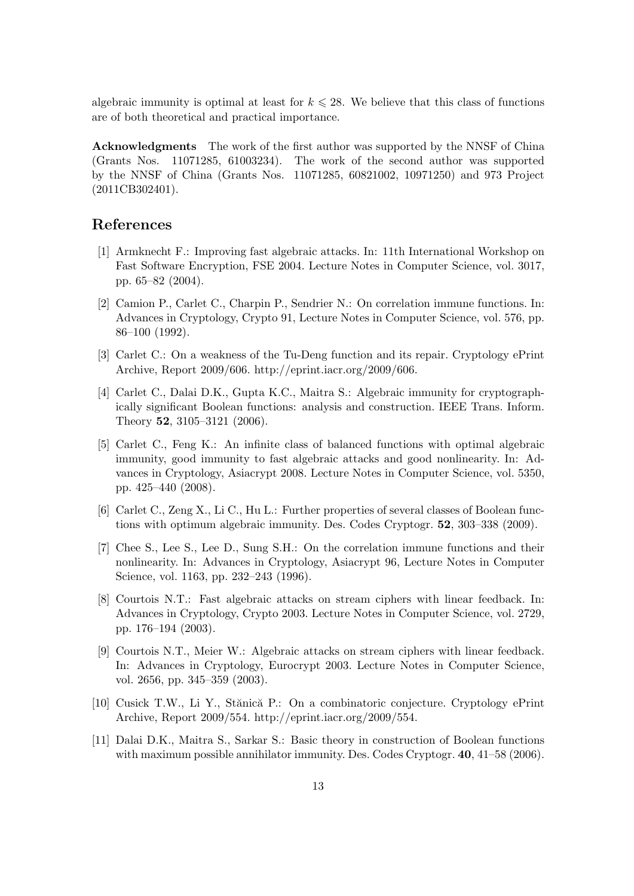algebraic immunity is optimal at least for $k \leqslant 28$. We believe that this class of functions are of both theoretical and practical importance.

**Acknowledgments** The work of the first author was supported by the NNSF of China (Grants Nos. 11071285, 61003234). The work of the second author was supported by the NNSF of China (Grants Nos. 11071285, 60821002, 10971250) and 973 Project (2011CB302401).

## References

- [1] Armknecht F.: Improving fast algebraic attacks. In: 11th International Workshop on Fast Software Encryption, FSE 2004. Lecture Notes in Computer Science, vol. 3017, pp. 65–82 (2004).
- [2] Camion P., Carlet C., Charpin P., Sendrier N.: On correlation immune functions. In: Advances in Cryptology, Crypto 91, Lecture Notes in Computer Science, vol. 576, pp. 86–100 (1992).
- [3] Carlet C.: On a weakness of the Tu-Deng function and its repair. Cryptology ePrint Archive, Report 2009/606. http://eprint.iacr.org/2009/606.
- [4] Carlet C., Dalai D.K., Gupta K.C., Maitra S.: Algebraic immunity for cryptographically significant Boolean functions: analysis and construction. IEEE Trans. Inform. Theory **52**, 3105–3121 (2006).
- [5] Carlet C., Feng K.: An infinite class of balanced functions with optimal algebraic immunity, good immunity to fast algebraic attacks and good nonlinearity. In: Advances in Cryptology, Asiacrypt 2008. Lecture Notes in Computer Science, vol. 5350, pp. 425–440 (2008).
- [6] Carlet C., Zeng X., Li C., Hu L.: Further properties of several classes of Boolean functions with optimum algebraic immunity. Des. Codes Cryptogr. **52**, 303–338 (2009).
- [7] Chee S., Lee S., Lee D., Sung S.H.: On the correlation immune functions and their nonlinearity. In: Advances in Cryptology, Asiacrypt 96, Lecture Notes in Computer Science, vol. 1163, pp. 232–243 (1996).
- [8] Courtois N.T.: Fast algebraic attacks on stream ciphers with linear feedback. In: Advances in Cryptology, Crypto 2003. Lecture Notes in Computer Science, vol. 2729, pp. 176–194 (2003).
- [9] Courtois N.T., Meier W.: Algebraic attacks on stream ciphers with linear feedback. In: Advances in Cryptology, Eurocrypt 2003. Lecture Notes in Computer Science, vol. 2656, pp. 345–359 (2003).
- [10] Cusick T.W., Li Y., Stănică P.: On a combinatoric conjecture. Cryptology ePrint Archive, Report 2009/554. http://eprint.iacr.org/2009/554.
- [11] Dalai D.K., Maitra S., Sarkar S.: Basic theory in construction of Boolean functions with maximum possible annihilator immunity. Des. Codes Cryptogr. **40**, 41–58 (2006).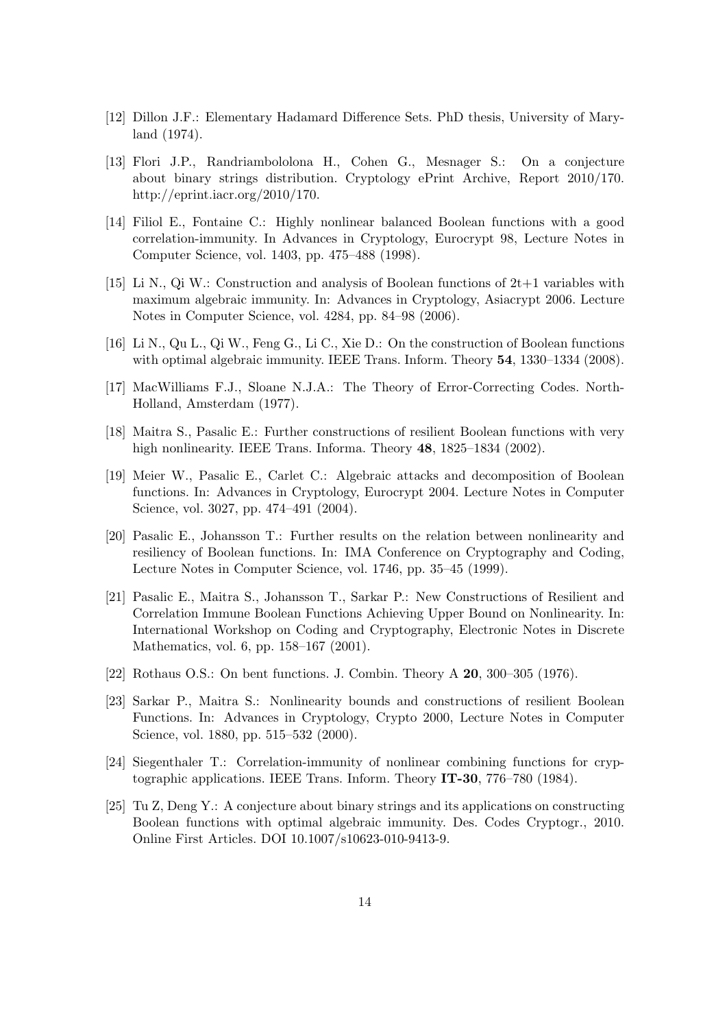[12] Dillon J.F.: Elementary Hadamard Difference Sets. PhD thesis, University of Maryland (1974).

[13] Flori J.P., Randriambololona H., Cohen G., Mesnager S.: On a conjecture about binary strings distribution. Cryptology ePrint Archive, Report 2010/170. http://eprint.iacr.org/2010/170.

[14] Filiol E., Fontaine C.: Highly nonlinear balanced Boolean functions with a good correlation-immunity. In Advances in Cryptology, Eurocrypt 98, Lecture Notes in Computer Science, vol. 1403, pp. 475–488 (1998).

[15] Li N., Qi W.: Construction and analysis of Boolean functions of 2t+1 variables with maximum algebraic immunity. In: Advances in Cryptology, Asiacrypt 2006. Lecture Notes in Computer Science, vol. 4284, pp. 84–98 (2006).

[16] Li N., Qu L., Qi W., Feng G., Li C., Xie D.: On the construction of Boolean functions with optimal algebraic immunity. IEEE Trans. Inform. Theory **54**, 1330–1334 (2008).

[17] MacWilliams F.J., Sloane N.J.A.: The Theory of Error-Correcting Codes. North-Holland, Amsterdam (1977).

[18] Maitra S., Pasalic E.: Further constructions of resilient Boolean functions with very high nonlinearity. IEEE Trans. Informa. Theory **48**, 1825–1834 (2002).

[19] Meier W., Pasalic E., Carlet C.: Algebraic attacks and decomposition of Boolean functions. In: Advances in Cryptology, Eurocrypt 2004. Lecture Notes in Computer Science, vol. 3027, pp. 474–491 (2004).

[20] Pasalic E., Johansson T.: Further results on the relation between nonlinearity and resiliency of Boolean functions. In: IMA Conference on Cryptography and Coding, Lecture Notes in Computer Science, vol. 1746, pp. 35–45 (1999).

[21] Pasalic E., Maitra S., Johansson T., Sarkar P.: New Constructions of Resilient and Correlation Immune Boolean Functions Achieving Upper Bound on Nonlinearity. In: International Workshop on Coding and Cryptography, Electronic Notes in Discrete Mathematics, vol. 6, pp. 158–167 (2001).

[22] Rothaus O.S.: On bent functions. J. Combin. Theory A **20**, 300–305 (1976).

[23] Sarkar P., Maitra S.: Nonlinearity bounds and constructions of resilient Boolean Functions. In: Advances in Cryptology, Crypto 2000, Lecture Notes in Computer Science, vol. 1880, pp. 515–532 (2000).

[24] Siegenthaler T.: Correlation-immunity of nonlinear combining functions for cryptographic applications. IEEE Trans. Inform. Theory **IT-30**, 776–780 (1984).

[25] Tu Z, Deng Y.: A conjecture about binary strings and its applications on constructing Boolean functions with optimal algebraic immunity. Des. Codes Cryptogr., 2010. Online First Articles. DOI 10.1007/s10623-010-9413-9.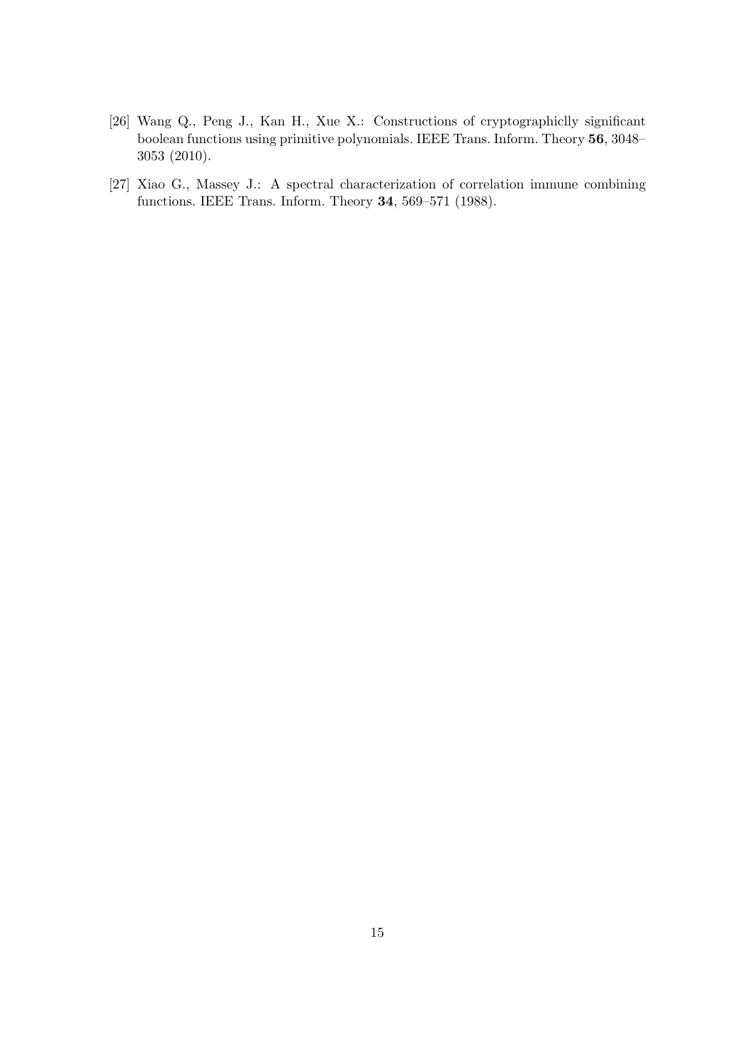[26] Wang Q., Peng J., Kan H., Xue X.: Constructions of cryptographiclly significant boolean functions using primitive polynomials. IEEE Trans. Inform. Theory **56**, 3048–3053 (2010).

[27] Xiao G., Massey J.: A spectral characterization of correlation immune combining functions. IEEE Trans. Inform. Theory **34**, 569–571 (1988).